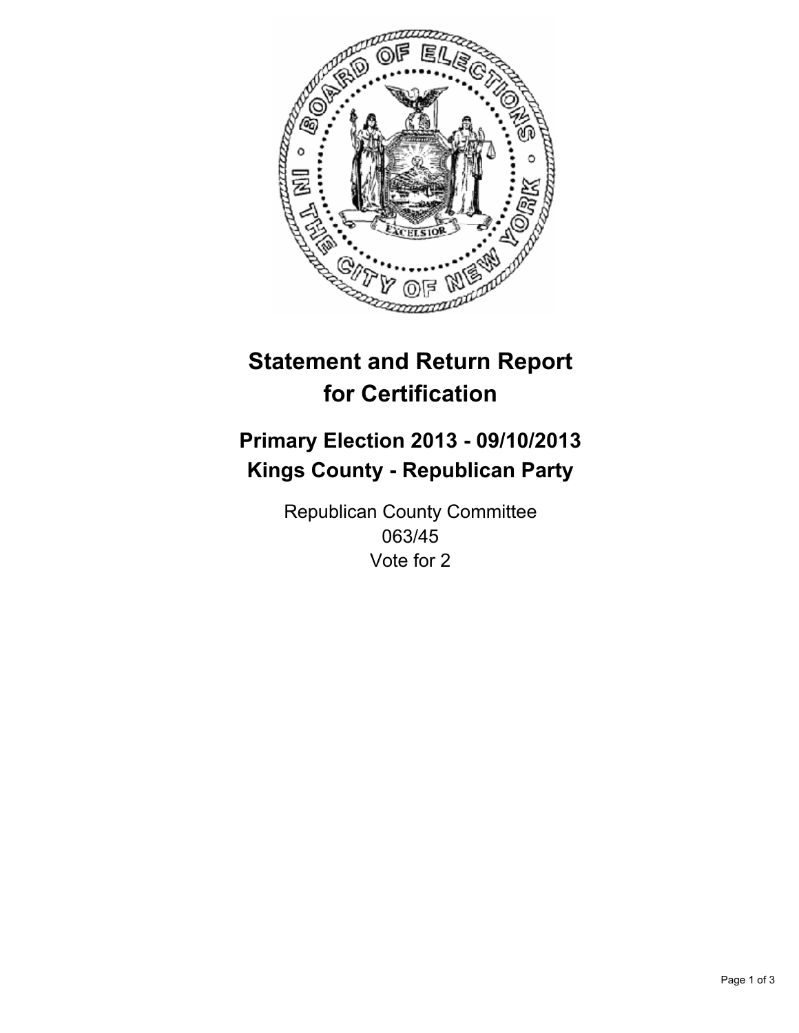# Statement and Return Report for Certification

## Primary Election 2013 - 09/10/2013
## Kings County - Republican Party

Republican County Committee
063/45
Vote for 2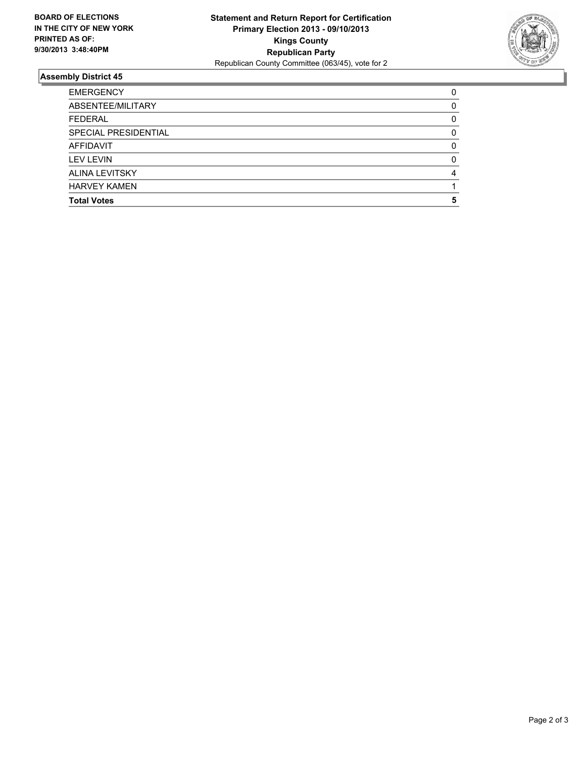**BOARD OF ELECTIONS IN THE CITY OF NEW YORK PRINTED AS OF: 9/30/2013 3:48:40PM**

**Statement and Return Report for Certification**
**Primary Election 2013 - 09/10/2013**
**Kings County**
**Republican Party**
Republican County Committee (063/45), vote for 2

## Assembly District 45

| | |
|---|---|
| EMERGENCY | 0 |
| ABSENTEE/MILITARY | 0 |
| FEDERAL | 0 |
| SPECIAL PRESIDENTIAL | 0 |
| AFFIDAVIT | 0 |
| LEV LEVIN | 0 |
| ALINA LEVITSKY | 4 |
| HARVEY KAMEN | 1 |
| **Total Votes** | **5** |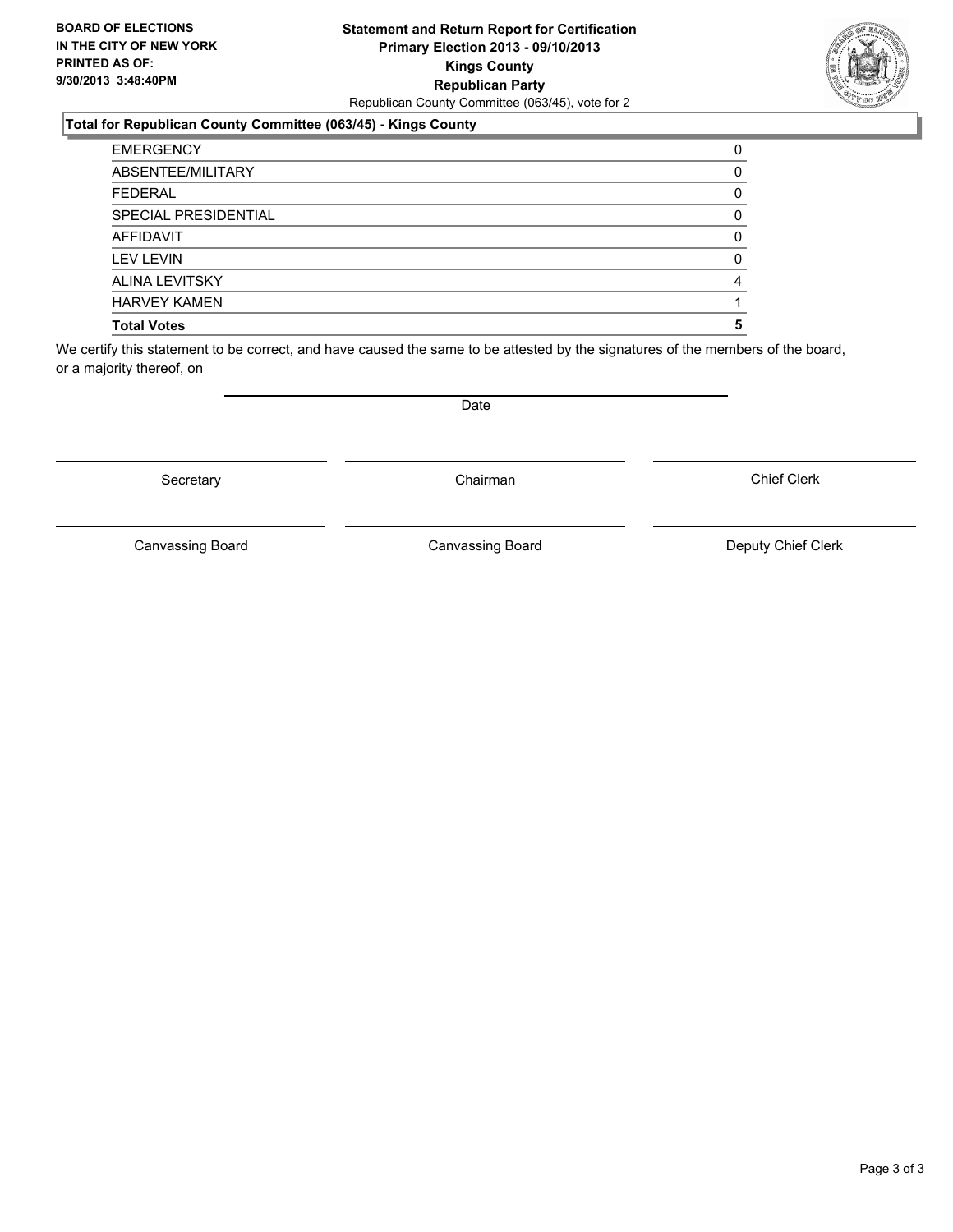**BOARD OF ELECTIONS IN THE CITY OF NEW YORK PRINTED AS OF: 9/30/2013 3:48:40PM**

**Statement and Return Report for Certification**
**Primary Election 2013 - 09/10/2013**
**Kings County**
**Republican Party**
Republican County Committee (063/45), vote for 2

### Total for Republican County Committee (063/45) - Kings County

| | |
|---|---|
| EMERGENCY | 0 |
| ABSENTEE/MILITARY | 0 |
| FEDERAL | 0 |
| SPECIAL PRESIDENTIAL | 0 |
| AFFIDAVIT | 0 |
| LEV LEVIN | 0 |
| ALINA LEVITSKY | 4 |
| HARVEY KAMEN | 1 |
| **Total Votes** | **5** |

We certify this statement to be correct, and have caused the same to be attested by the signatures of the members of the board, or a majority thereof, on

Date

Secretary

Chairman

Chief Clerk

Canvassing Board

Canvassing Board

Deputy Chief Clerk